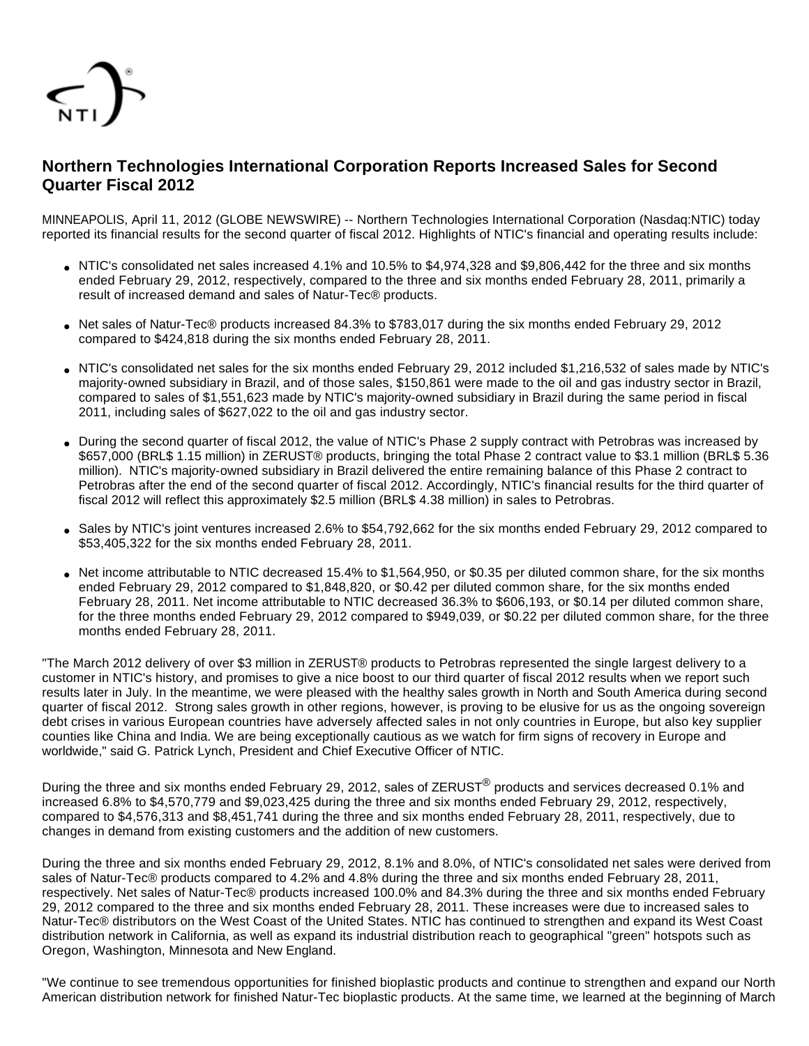# Northern Technologies International Corporation Reports Increased Sales for Second Quarter Fiscal 2012

MINNEAPOLIS, April 11, 2012 (GLOBE NEWSWIRE) -- Northern Technologies International Corporation (Nasdaq:NTIC) today reported its financial results for the second quarter of fiscal 2012. Highlights of NTIC's financial and operating results include:

- NTIC's consolidated net sales increased 4.1% and 10.5% to $4,974,328 and $9,806,442 for the three and six months ended February 29, 2012, respectively, compared to the three and six months ended February 28, 2011, primarily a result of increased demand and sales of Natur-Tec® products.
- Net sales of Natur-Tec® products increased 84.3% to $783,017 during the six months ended February 29, 2012 compared to $424,818 during the six months ended February 28, 2011.
- NTIC's consolidated net sales for the six months ended February 29, 2012 included $1,216,532 of sales made by NTIC's majority-owned subsidiary in Brazil, and of those sales, $150,861 were made to the oil and gas industry sector in Brazil, compared to sales of $1,551,623 made by NTIC's majority-owned subsidiary in Brazil during the same period in fiscal 2011, including sales of $627,022 to the oil and gas industry sector.
- During the second quarter of fiscal 2012, the value of NTIC's Phase 2 supply contract with Petrobras was increased by $657,000 (BRL$ 1.15 million) in ZERUST® products, bringing the total Phase 2 contract value to $3.1 million (BRL$ 5.36 million). NTIC's majority-owned subsidiary in Brazil delivered the entire remaining balance of this Phase 2 contract to Petrobras after the end of the second quarter of fiscal 2012. Accordingly, NTIC's financial results for the third quarter of fiscal 2012 will reflect this approximately $2.5 million (BRL$ 4.38 million) in sales to Petrobras.
- Sales by NTIC's joint ventures increased 2.6% to $54,792,662 for the six months ended February 29, 2012 compared to $53,405,322 for the six months ended February 28, 2011.
- Net income attributable to NTIC decreased 15.4% to $1,564,950, or $0.35 per diluted common share, for the six months ended February 29, 2012 compared to $1,848,820, or $0.42 per diluted common share, for the six months ended February 28, 2011. Net income attributable to NTIC decreased 36.3% to $606,193, or $0.14 per diluted common share, for the three months ended February 29, 2012 compared to $949,039, or $0.22 per diluted common share, for the three months ended February 28, 2011.

"The March 2012 delivery of over $3 million in ZERUST® products to Petrobras represented the single largest delivery to a customer in NTIC's history, and promises to give a nice boost to our third quarter of fiscal 2012 results when we report such results later in July. In the meantime, we were pleased with the healthy sales growth in North and South America during second quarter of fiscal 2012. Strong sales growth in other regions, however, is proving to be elusive for us as the ongoing sovereign debt crises in various European countries have adversely affected sales in not only countries in Europe, but also key supplier counties like China and India. We are being exceptionally cautious as we watch for firm signs of recovery in Europe and worldwide," said G. Patrick Lynch, President and Chief Executive Officer of NTIC.

During the three and six months ended February 29, 2012, sales of ZERUST® products and services decreased 0.1% and increased 6.8% to $4,570,779 and $9,023,425 during the three and six months ended February 29, 2012, respectively, compared to $4,576,313 and $8,451,741 during the three and six months ended February 28, 2011, respectively, due to changes in demand from existing customers and the addition of new customers.

During the three and six months ended February 29, 2012, 8.1% and 8.0%, of NTIC's consolidated net sales were derived from sales of Natur-Tec® products compared to 4.2% and 4.8% during the three and six months ended February 28, 2011, respectively. Net sales of Natur-Tec® products increased 100.0% and 84.3% during the three and six months ended February 29, 2012 compared to the three and six months ended February 28, 2011. These increases were due to increased sales to Natur-Tec® distributors on the West Coast of the United States. NTIC has continued to strengthen and expand its West Coast distribution network in California, as well as expand its industrial distribution reach to geographical "green" hotspots such as Oregon, Washington, Minnesota and New England.

"We continue to see tremendous opportunities for finished bioplastic products and continue to strengthen and expand our North American distribution network for finished Natur-Tec bioplastic products. At the same time, we learned at the beginning of March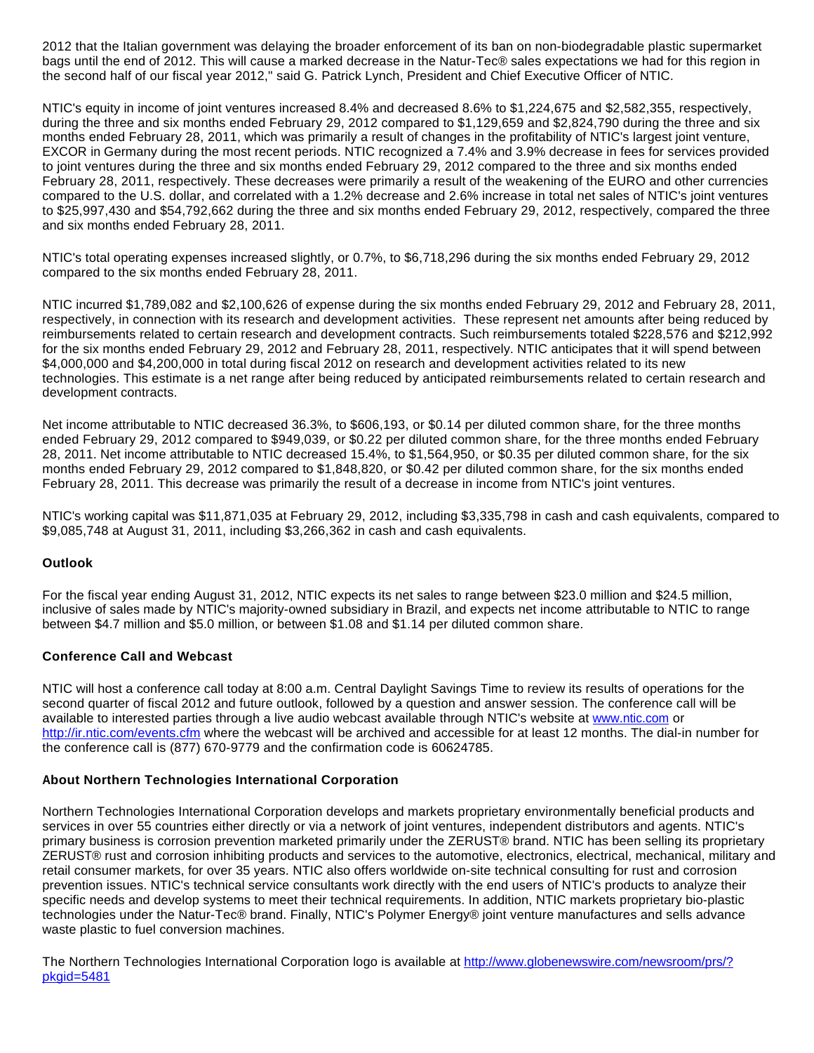2012 that the Italian government was delaying the broader enforcement of its ban on non-biodegradable plastic supermarket bags until the end of 2012. This will cause a marked decrease in the Natur-Tec® sales expectations we had for this region in the second half of our fiscal year 2012," said G. Patrick Lynch, President and Chief Executive Officer of NTIC.

NTIC's equity in income of joint ventures increased 8.4% and decreased 8.6% to $1,224,675 and $2,582,355, respectively, during the three and six months ended February 29, 2012 compared to $1,129,659 and $2,824,790 during the three and six months ended February 28, 2011, which was primarily a result of changes in the profitability of NTIC's largest joint venture, EXCOR in Germany during the most recent periods. NTIC recognized a 7.4% and 3.9% decrease in fees for services provided to joint ventures during the three and six months ended February 29, 2012 compared to the three and six months ended February 28, 2011, respectively. These decreases were primarily a result of the weakening of the EURO and other currencies compared to the U.S. dollar, and correlated with a 1.2% decrease and 2.6% increase in total net sales of NTIC's joint ventures to $25,997,430 and $54,792,662 during the three and six months ended February 29, 2012, respectively, compared the three and six months ended February 28, 2011.

NTIC's total operating expenses increased slightly, or 0.7%, to $6,718,296 during the six months ended February 29, 2012 compared to the six months ended February 28, 2011.

NTIC incurred $1,789,082 and $2,100,626 of expense during the six months ended February 29, 2012 and February 28, 2011, respectively, in connection with its research and development activities. These represent net amounts after being reduced by reimbursements related to certain research and development contracts. Such reimbursements totaled $228,576 and $212,992 for the six months ended February 29, 2012 and February 28, 2011, respectively. NTIC anticipates that it will spend between $4,000,000 and $4,200,000 in total during fiscal 2012 on research and development activities related to its new technologies. This estimate is a net range after being reduced by anticipated reimbursements related to certain research and development contracts.

Net income attributable to NTIC decreased 36.3%, to $606,193, or $0.14 per diluted common share, for the three months ended February 29, 2012 compared to $949,039, or $0.22 per diluted common share, for the three months ended February 28, 2011. Net income attributable to NTIC decreased 15.4%, to $1,564,950, or $0.35 per diluted common share, for the six months ended February 29, 2012 compared to $1,848,820, or $0.42 per diluted common share, for the six months ended February 28, 2011. This decrease was primarily the result of a decrease in income from NTIC's joint ventures.

NTIC's working capital was $11,871,035 at February 29, 2012, including $3,335,798 in cash and cash equivalents, compared to $9,085,748 at August 31, 2011, including $3,266,362 in cash and cash equivalents.

**Outlook**

For the fiscal year ending August 31, 2012, NTIC expects its net sales to range between $23.0 million and $24.5 million, inclusive of sales made by NTIC's majority-owned subsidiary in Brazil, and expects net income attributable to NTIC to range between $4.7 million and $5.0 million, or between $1.08 and $1.14 per diluted common share.

**Conference Call and Webcast**

NTIC will host a conference call today at 8:00 a.m. Central Daylight Savings Time to review its results of operations for the second quarter of fiscal 2012 and future outlook, followed by a question and answer session. The conference call will be available to interested parties through a live audio webcast available through NTIC's website at www.ntic.com or http://ir.ntic.com/events.cfm where the webcast will be archived and accessible for at least 12 months. The dial-in number for the conference call is (877) 670-9779 and the confirmation code is 60624785.

**About Northern Technologies International Corporation**

Northern Technologies International Corporation develops and markets proprietary environmentally beneficial products and services in over 55 countries either directly or via a network of joint ventures, independent distributors and agents. NTIC's primary business is corrosion prevention marketed primarily under the ZERUST® brand. NTIC has been selling its proprietary ZERUST® rust and corrosion inhibiting products and services to the automotive, electronics, electrical, mechanical, military and retail consumer markets, for over 35 years. NTIC also offers worldwide on-site technical consulting for rust and corrosion prevention issues. NTIC's technical service consultants work directly with the end users of NTIC's products to analyze their specific needs and develop systems to meet their technical requirements. In addition, NTIC markets proprietary bio-plastic technologies under the Natur-Tec® brand. Finally, NTIC's Polymer Energy® joint venture manufactures and sells advance waste plastic to fuel conversion machines.

The Northern Technologies International Corporation logo is available at http://www.globenewswire.com/newsroom/prs/?pkgid=5481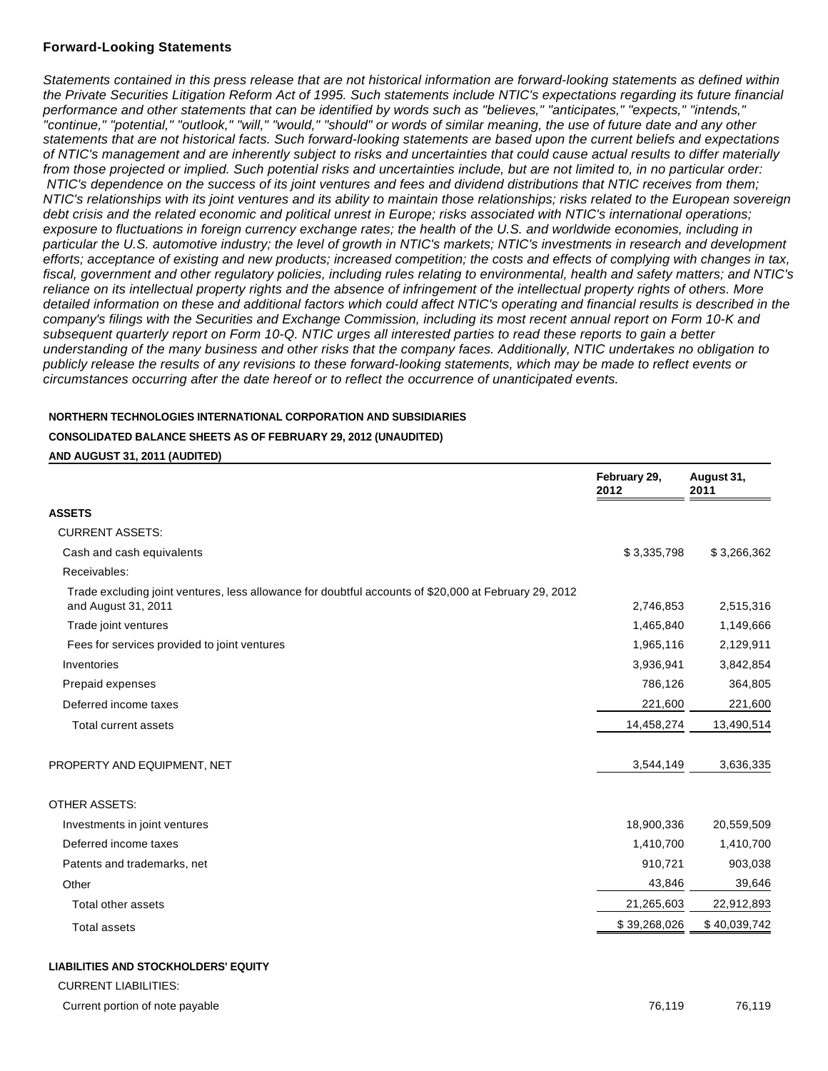**Forward-Looking Statements**

*Statements contained in this press release that are not historical information are forward-looking statements as defined within the Private Securities Litigation Reform Act of 1995. Such statements include NTIC's expectations regarding its future financial performance and other statements that can be identified by words such as "believes," "anticipates," "expects," "intends," "continue," "potential," "outlook," "will," "would," "should" or words of similar meaning, the use of future date and any other statements that are not historical facts. Such forward-looking statements are based upon the current beliefs and expectations of NTIC's management and are inherently subject to risks and uncertainties that could cause actual results to differ materially from those projected or implied. Such potential risks and uncertainties include, but are not limited to, in no particular order: NTIC's dependence on the success of its joint ventures and fees and dividend distributions that NTIC receives from them; NTIC's relationships with its joint ventures and its ability to maintain those relationships; risks related to the European sovereign debt crisis and the related economic and political unrest in Europe; risks associated with NTIC's international operations; exposure to fluctuations in foreign currency exchange rates; the health of the U.S. and worldwide economies, including in particular the U.S. automotive industry; the level of growth in NTIC's markets; NTIC's investments in research and development efforts; acceptance of existing and new products; increased competition; the costs and effects of complying with changes in tax, fiscal, government and other regulatory policies, including rules relating to environmental, health and safety matters; and NTIC's reliance on its intellectual property rights and the absence of infringement of the intellectual property rights of others. More detailed information on these and additional factors which could affect NTIC's operating and financial results is described in the company's filings with the Securities and Exchange Commission, including its most recent annual report on Form 10-K and subsequent quarterly report on Form 10-Q. NTIC urges all interested parties to read these reports to gain a better understanding of the many business and other risks that the company faces. Additionally, NTIC undertakes no obligation to publicly release the results of any revisions to these forward-looking statements, which may be made to reflect events or circumstances occurring after the date hereof or to reflect the occurrence of unanticipated events.*

**NORTHERN TECHNOLOGIES INTERNATIONAL CORPORATION AND SUBSIDIARIES**

**CONSOLIDATED BALANCE SHEETS AS OF FEBRUARY 29, 2012 (UNAUDITED) AND AUGUST 31, 2011 (AUDITED)**

| | February 29, 2012 | August 31, 2011 |
|---|---|---|
| **ASSETS** | | |
| CURRENT ASSETS: | | |
| Cash and cash equivalents | $ 3,335,798 | $ 3,266,362 |
| Receivables: | | |
| Trade excluding joint ventures, less allowance for doubtful accounts of $20,000 at February 29, 2012 and August 31, 2011 | 2,746,853 | 2,515,316 |
| Trade joint ventures | 1,465,840 | 1,149,666 |
| Fees for services provided to joint ventures | 1,965,116 | 2,129,911 |
| Inventories | 3,936,941 | 3,842,854 |
| Prepaid expenses | 786,126 | 364,805 |
| Deferred income taxes | 221,600 | 221,600 |
| Total current assets | 14,458,274 | 13,490,514 |
| PROPERTY AND EQUIPMENT, NET | 3,544,149 | 3,636,335 |
| OTHER ASSETS: | | |
| Investments in joint ventures | 18,900,336 | 20,559,509 |
| Deferred income taxes | 1,410,700 | 1,410,700 |
| Patents and trademarks, net | 910,721 | 903,038 |
| Other | 43,846 | 39,646 |
| Total other assets | 21,265,603 | 22,912,893 |
| Total assets | $ 39,268,026 | $ 40,039,742 |
| **LIABILITIES AND STOCKHOLDERS' EQUITY** | | |
| CURRENT LIABILITIES: | | |
| Current portion of note payable | 76,119 | 76,119 |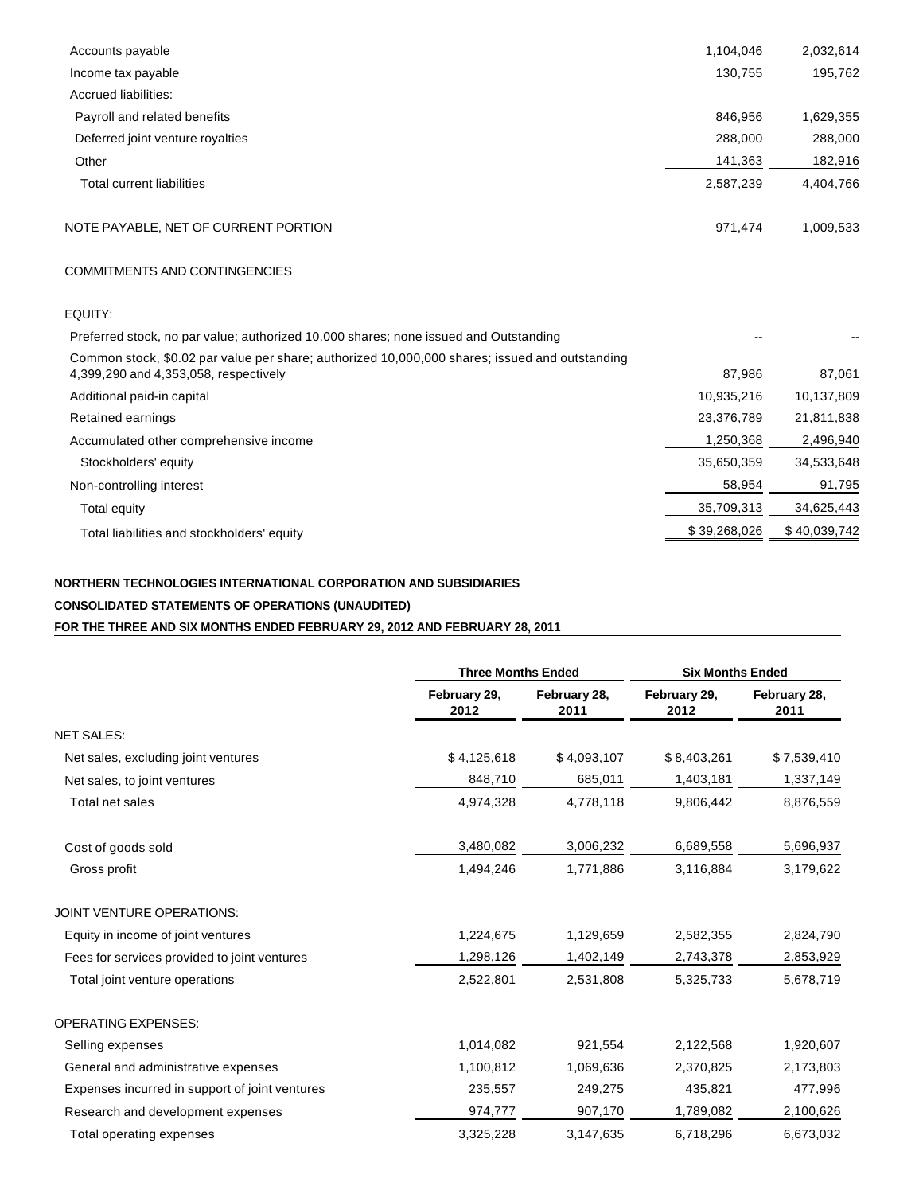| | | |
|---|---|---|
| Accounts payable | 1,104,046 | 2,032,614 |
| Income tax payable | 130,755 | 195,762 |
| Accrued liabilities: | | |
| Payroll and related benefits | 846,956 | 1,629,355 |
| Deferred joint venture royalties | 288,000 | 288,000 |
| Other | 141,363 | 182,916 |
| Total current liabilities | 2,587,239 | 4,404,766 |
| | | |
| NOTE PAYABLE, NET OF CURRENT PORTION | 971,474 | 1,009,533 |
| | | |
| COMMITMENTS AND CONTINGENCIES | | |
| | | |
| EQUITY: | | |
| Preferred stock, no par value; authorized 10,000 shares; none issued and Outstanding | -- | -- |
| Common stock, $0.02 par value per share; authorized 10,000,000 shares; issued and outstanding 4,399,290 and 4,353,058, respectively | 87,986 | 87,061 |
| Additional paid-in capital | 10,935,216 | 10,137,809 |
| Retained earnings | 23,376,789 | 21,811,838 |
| Accumulated other comprehensive income | 1,250,368 | 2,496,940 |
| Stockholders' equity | 35,650,359 | 34,533,648 |
| Non-controlling interest | 58,954 | 91,795 |
| Total equity | 35,709,313 | 34,625,443 |
| Total liabilities and stockholders' equity | $ 39,268,026 | $ 40,039,742 |

**NORTHERN TECHNOLOGIES INTERNATIONAL CORPORATION AND SUBSIDIARIES**

**CONSOLIDATED STATEMENTS OF OPERATIONS (UNAUDITED)**

**FOR THE THREE AND SIX MONTHS ENDED FEBRUARY 29, 2012 AND FEBRUARY 28, 2011**

| | Three Months Ended | | Six Months Ended | |
|---|---|---|---|---|
| | February 29, 2012 | February 28, 2011 | February 29, 2012 | February 28, 2011 |
| NET SALES: | | | | |
| Net sales, excluding joint ventures | $ 4,125,618 | $ 4,093,107 | $ 8,403,261 | $ 7,539,410 |
| Net sales, to joint ventures | 848,710 | 685,011 | 1,403,181 | 1,337,149 |
| Total net sales | 4,974,328 | 4,778,118 | 9,806,442 | 8,876,559 |
| | | | | |
| Cost of goods sold | 3,480,082 | 3,006,232 | 6,689,558 | 5,696,937 |
| Gross profit | 1,494,246 | 1,771,886 | 3,116,884 | 3,179,622 |
| | | | | |
| JOINT VENTURE OPERATIONS: | | | | |
| Equity in income of joint ventures | 1,224,675 | 1,129,659 | 2,582,355 | 2,824,790 |
| Fees for services provided to joint ventures | 1,298,126 | 1,402,149 | 2,743,378 | 2,853,929 |
| Total joint venture operations | 2,522,801 | 2,531,808 | 5,325,733 | 5,678,719 |
| | | | | |
| OPERATING EXPENSES: | | | | |
| Selling expenses | 1,014,082 | 921,554 | 2,122,568 | 1,920,607 |
| General and administrative expenses | 1,100,812 | 1,069,636 | 2,370,825 | 2,173,803 |
| Expenses incurred in support of joint ventures | 235,557 | 249,275 | 435,821 | 477,996 |
| Research and development expenses | 974,777 | 907,170 | 1,789,082 | 2,100,626 |
| Total operating expenses | 3,325,228 | 3,147,635 | 6,718,296 | 6,673,032 |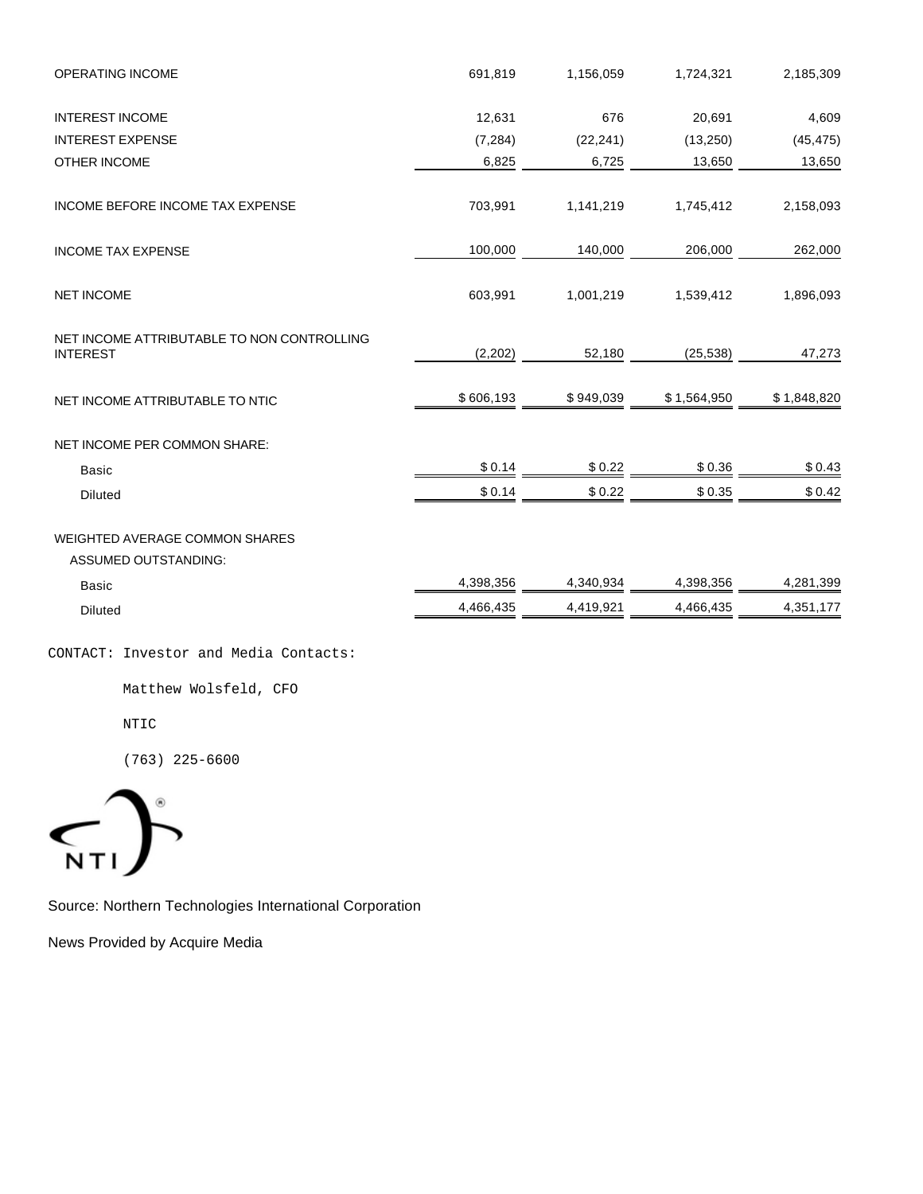| | | | | |
|---|---|---|---|---|
| OPERATING INCOME | 691,819 | 1,156,059 | 1,724,321 | 2,185,309 |
| INTEREST INCOME | 12,631 | 676 | 20,691 | 4,609 |
| INTEREST EXPENSE | (7,284) | (22,241) | (13,250) | (45,475) |
| OTHER INCOME | 6,825 | 6,725 | 13,650 | 13,650 |
| INCOME BEFORE INCOME TAX EXPENSE | 703,991 | 1,141,219 | 1,745,412 | 2,158,093 |
| INCOME TAX EXPENSE | 100,000 | 140,000 | 206,000 | 262,000 |
| NET INCOME | 603,991 | 1,001,219 | 1,539,412 | 1,896,093 |
| NET INCOME ATTRIBUTABLE TO NON CONTROLLING INTEREST | (2,202) | 52,180 | (25,538) | 47,273 |
| NET INCOME ATTRIBUTABLE TO NTIC | $ 606,193 | $ 949,039 | $ 1,564,950 | $ 1,848,820 |
| NET INCOME PER COMMON SHARE: | | | | |
| Basic | $ 0.14 | $ 0.22 | $ 0.36 | $ 0.43 |
| Diluted | $ 0.14 | $ 0.22 | $ 0.35 | $ 0.42 |
| WEIGHTED AVERAGE COMMON SHARES ASSUMED OUTSTANDING: | | | | |
| Basic | 4,398,356 | 4,340,934 | 4,398,356 | 4,281,399 |
| Diluted | 4,466,435 | 4,419,921 | 4,466,435 | 4,351,177 |

CONTACT: Investor and Media Contacts:

Matthew Wolsfeld, CFO

NTIC

(763) 225-6600

NTI

Source: Northern Technologies International Corporation

News Provided by Acquire Media